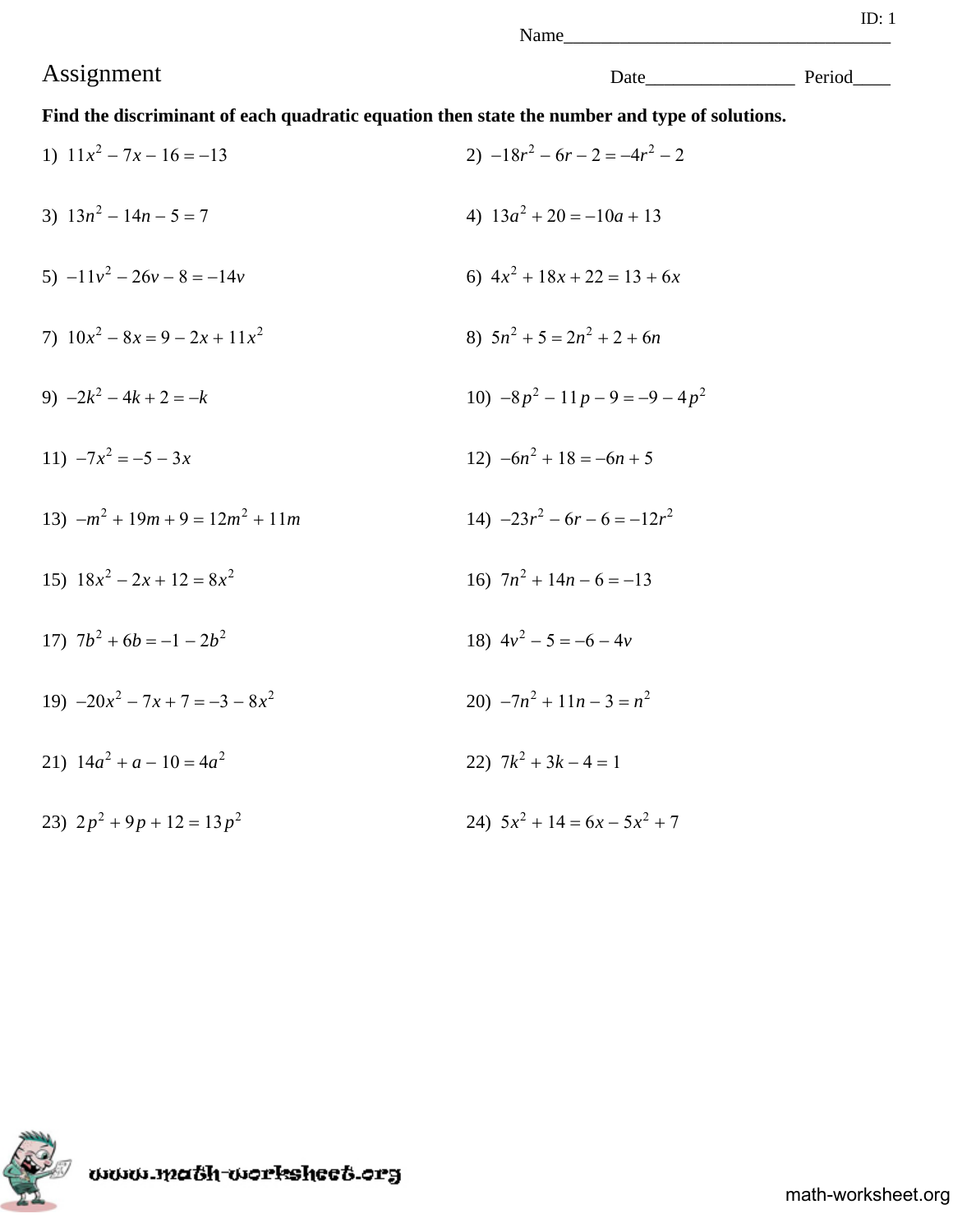ID: 1

Name___________________________________

# Assignment

Date________________ Period____

**Find the discriminant of each quadratic equation then state the number and type of solutions.**

1) $11x^2 - 7x - 16 = -13$

2) $-18r^2 - 6r - 2 = -4r^2 - 2$

3) $13n^2 - 14n - 5 = 7$

4) $13a^2 + 20 = -10a + 13$

5) $-11v^2 - 26v - 8 = -14v$

6) $4x^2 + 18x + 22 = 13 + 6x$

7) $10x^2 - 8x = 9 - 2x + 11x^2$

8) $5n^2 + 5 = 2n^2 + 2 + 6n$

9) $-2k^2 - 4k + 2 = -k$

10) $-8p^2 - 11p - 9 = -9 - 4p^2$

11) $-7x^2 = -5 - 3x$

12) $-6n^2 + 18 = -6n + 5$

13) $-m^2 + 19m + 9 = 12m^2 + 11m$

14) $-23r^2 - 6r - 6 = -12r^2$

15) $18x^2 - 2x + 12 = 8x^2$

16) $7n^2 + 14n - 6 = -13$

17) $7b^2 + 6b = -1 - 2b^2$

18) $4v^2 - 5 = -6 - 4v$

19) $-20x^2 - 7x + 7 = -3 - 8x^2$

20) $-7n^2 + 11n - 3 = n^2$

21) $14a^2 + a - 10 = 4a^2$

22) $7k^2 + 3k - 4 = 1$

23) $2p^2 + 9p + 12 = 13p^2$

24) $5x^2 + 14 = 6x - 5x^2 + 7$

www.math-worksheet.org

math-worksheet.org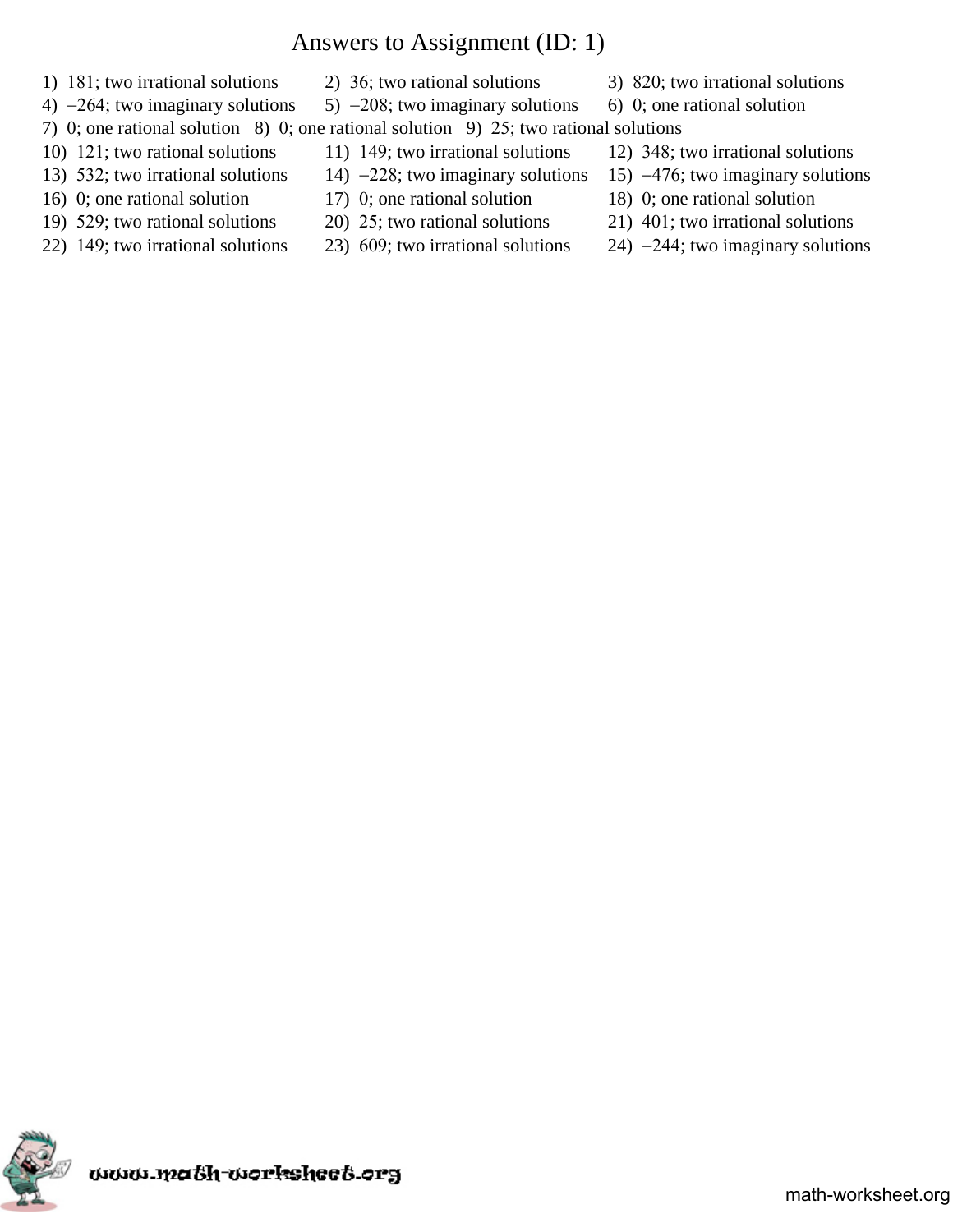# Answers to Assignment (ID: 1)

1) 181; two irrational solutions
2) 36; two rational solutions
3) 820; two irrational solutions
4) –264; two imaginary solutions
5) –208; two imaginary solutions
6) 0; one rational solution
7) 0; one rational solution
8) 0; one rational solution
9) 25; two rational solutions
10) 121; two rational solutions
11) 149; two irrational solutions
12) 348; two irrational solutions
13) 532; two irrational solutions
14) –228; two imaginary solutions
15) –476; two imaginary solutions
16) 0; one rational solution
17) 0; one rational solution
18) 0; one rational solution
19) 529; two rational solutions
20) 25; two rational solutions
21) 401; two irrational solutions
22) 149; two irrational solutions
23) 609; two irrational solutions
24) –244; two imaginary solutions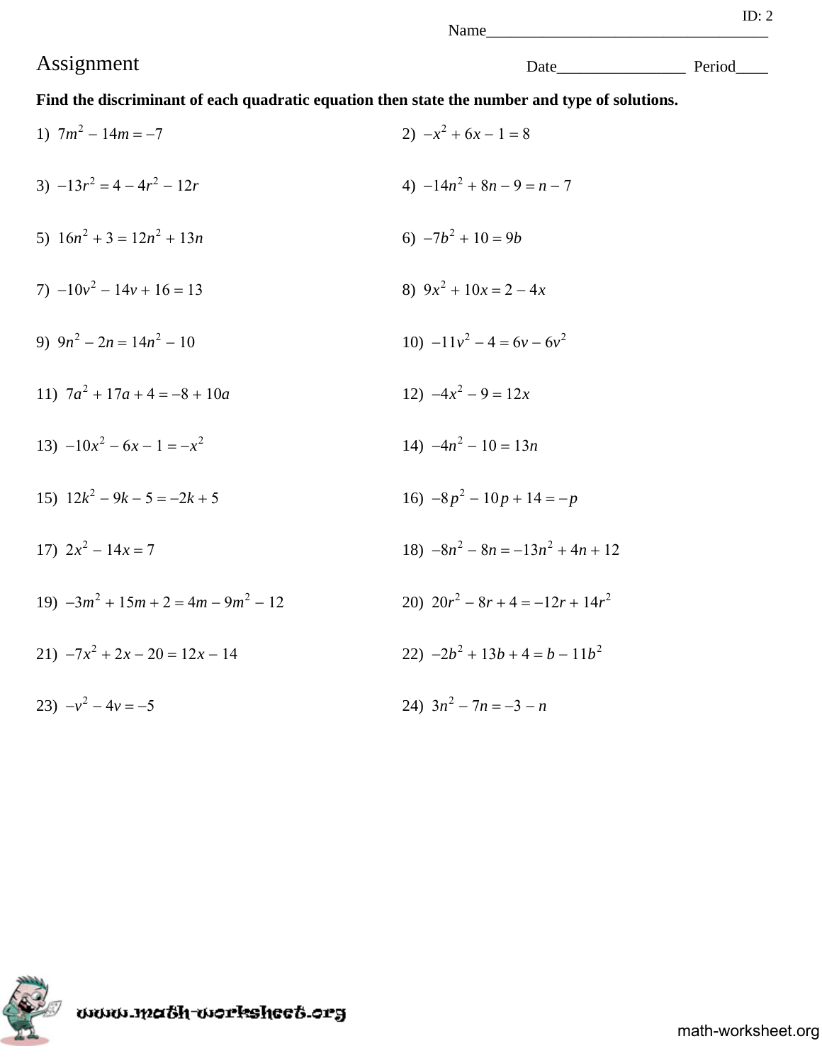ID: 2

Name___________________________________

# Assignment

Date________________ Period____

**Find the discriminant of each quadratic equation then state the number and type of solutions.**

1) $7m^2 - 14m = -7$

2) $-x^2 + 6x - 1 = 8$

3) $-13r^2 = 4 - 4r^2 - 12r$

4) $-14n^2 + 8n - 9 = n - 7$

5) $16n^2 + 3 = 12n^2 + 13n$

6) $-7b^2 + 10 = 9b$

7) $-10v^2 - 14v + 16 = 13$

8) $9x^2 + 10x = 2 - 4x$

9) $9n^2 - 2n = 14n^2 - 10$

10) $-11v^2 - 4 = 6v - 6v^2$

11) $7a^2 + 17a + 4 = -8 + 10a$

12) $-4x^2 - 9 = 12x$

13) $-10x^2 - 6x - 1 = -x^2$

14) $-4n^2 - 10 = 13n$

15) $12k^2 - 9k - 5 = -2k + 5$

16) $-8p^2 - 10p + 14 = -p$

17) $2x^2 - 14x = 7$

18) $-8n^2 - 8n = -13n^2 + 4n + 12$

19) $-3m^2 + 15m + 2 = 4m - 9m^2 - 12$

20) $20r^2 - 8r + 4 = -12r + 14r^2$

21) $-7x^2 + 2x - 20 = 12x - 14$

22) $-2b^2 + 13b + 4 = b - 11b^2$

23) $-v^2 - 4v = -5$

24) $3n^2 - 7n = -3 - n$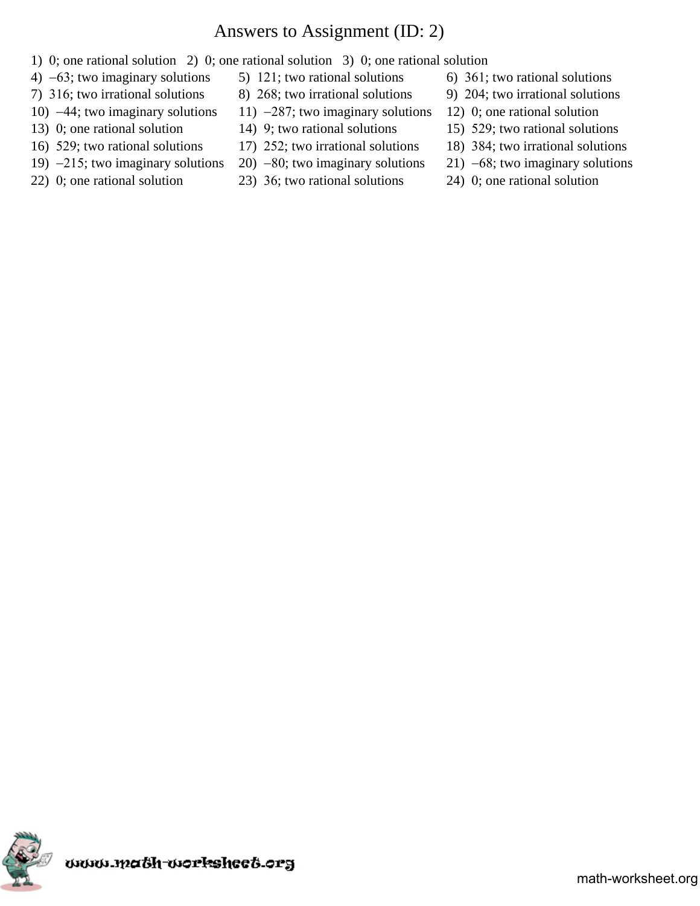# Answers to Assignment (ID: 2)

1) 0; one rational solution
2) 0; one rational solution
3) 0; one rational solution
4) –63; two imaginary solutions
5) 121; two rational solutions
6) 361; two rational solutions
7) 316; two irrational solutions
8) 268; two irrational solutions
9) 204; two irrational solutions
10) –44; two imaginary solutions
11) –287; two imaginary solutions
12) 0; one rational solution
13) 0; one rational solution
14) 9; two rational solutions
15) 529; two rational solutions
16) 529; two rational solutions
17) 252; two irrational solutions
18) 384; two irrational solutions
19) –215; two imaginary solutions
20) –80; two imaginary solutions
21) –68; two imaginary solutions
22) 0; one rational solution
23) 36; two rational solutions
24) 0; one rational solution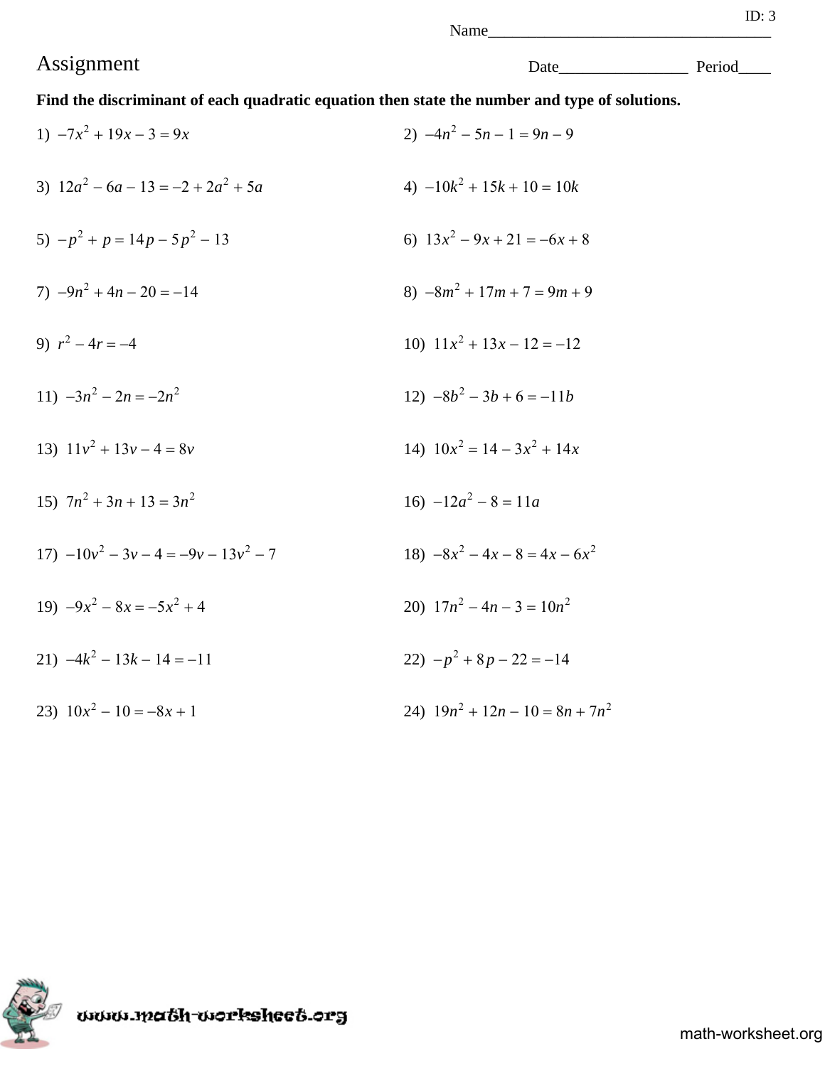ID: 3

Name___________________________________

# Assignment

Date________________ Period____

**Find the discriminant of each quadratic equation then state the number and type of solutions.**

1) $-7x^2 + 19x - 3 = 9x$

2) $-4n^2 - 5n - 1 = 9n - 9$

3) $12a^2 - 6a - 13 = -2 + 2a^2 + 5a$

4) $-10k^2 + 15k + 10 = 10k$

5) $-p^2 + p = 14p - 5p^2 - 13$

6) $13x^2 - 9x + 21 = -6x + 8$

7) $-9n^2 + 4n - 20 = -14$

8) $-8m^2 + 17m + 7 = 9m + 9$

9) $r^2 - 4r = -4$

10) $11x^2 + 13x - 12 = -12$

11) $-3n^2 - 2n = -2n^2$

12) $-8b^2 - 3b + 6 = -11b$

13) $11v^2 + 13v - 4 = 8v$

14) $10x^2 = 14 - 3x^2 + 14x$

15) $7n^2 + 3n + 13 = 3n^2$

16) $-12a^2 - 8 = 11a$

17) $-10v^2 - 3v - 4 = -9v - 13v^2 - 7$

18) $-8x^2 - 4x - 8 = 4x - 6x^2$

19) $-9x^2 - 8x = -5x^2 + 4$

20) $17n^2 - 4n - 3 = 10n^2$

21) $-4k^2 - 13k - 14 = -11$

22) $-p^2 + 8p - 22 = -14$

23) $10x^2 - 10 = -8x + 1$

24) $19n^2 + 12n - 10 = 8n + 7n^2$

www.math-worksheet.org

math-worksheet.org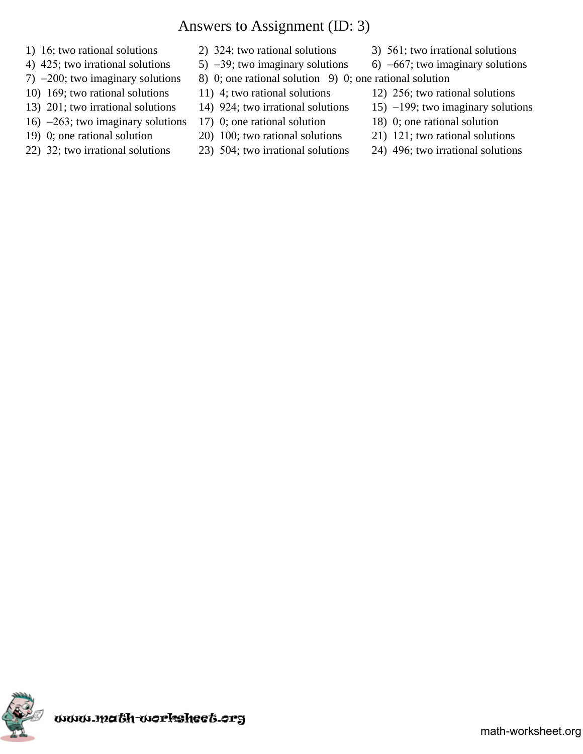# Answers to Assignment (ID: 3)

1) 16; two rational solutions
2) 324; two rational solutions
3) 561; two irrational solutions
4) 425; two irrational solutions
5) $-39$; two imaginary solutions
6) $-667$; two imaginary solutions
7) $-200$; two imaginary solutions
8) 0; one rational solution
9) 0; one rational solution
10) 169; two rational solutions
11) 4; two rational solutions
12) 256; two rational solutions
13) 201; two irrational solutions
14) 924; two irrational solutions
15) $-199$; two imaginary solutions
16) $-263$; two imaginary solutions
17) 0; one rational solution
18) 0; one rational solution
19) 0; one rational solution
20) 100; two rational solutions
21) 121; two rational solutions
22) 32; two irrational solutions
23) 504; two irrational solutions
24) 496; two irrational solutions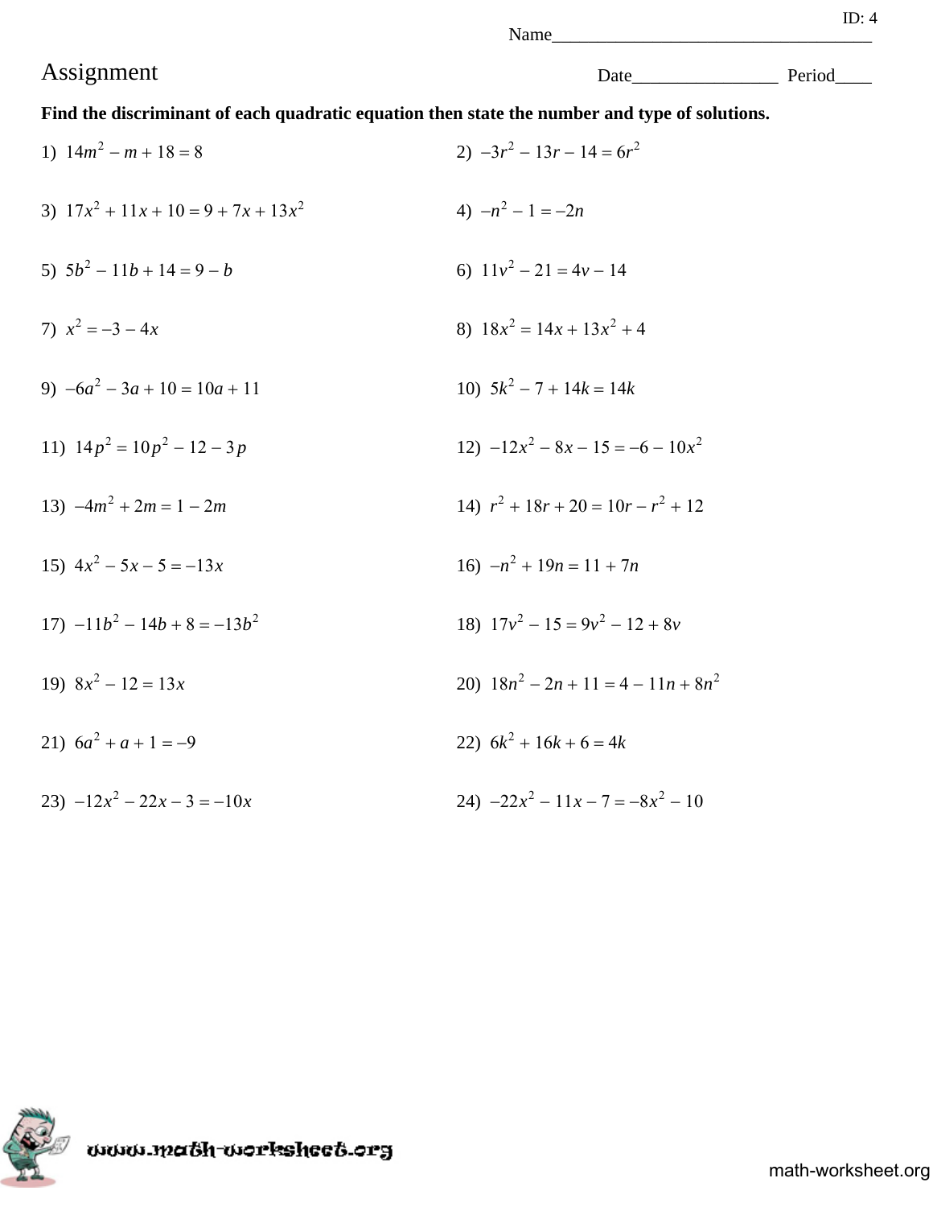ID: 4

Name___________________________________

# Assignment

Date________________ Period____

**Find the discriminant of each quadratic equation then state the number and type of solutions.**

1) $14m^2 - m + 18 = 8$

2) $-3r^2 - 13r - 14 = 6r^2$

3) $17x^2 + 11x + 10 = 9 + 7x + 13x^2$

4) $-n^2 - 1 = -2n$

5) $5b^2 - 11b + 14 = 9 - b$

6) $11v^2 - 21 = 4v - 14$

7) $x^2 = -3 - 4x$

8) $18x^2 = 14x + 13x^2 + 4$

9) $-6a^2 - 3a + 10 = 10a + 11$

10) $5k^2 - 7 + 14k = 14k$

11) $14p^2 = 10p^2 - 12 - 3p$

12) $-12x^2 - 8x - 15 = -6 - 10x^2$

13) $-4m^2 + 2m = 1 - 2m$

14) $r^2 + 18r + 20 = 10r - r^2 + 12$

15) $4x^2 - 5x - 5 = -13x$

16) $-n^2 + 19n = 11 + 7n$

17) $-11b^2 - 14b + 8 = -13b^2$

18) $17v^2 - 15 = 9v^2 - 12 + 8v$

19) $8x^2 - 12 = 13x$

20) $18n^2 - 2n + 11 = 4 - 11n + 8n^2$

21) $6a^2 + a + 1 = -9$

22) $6k^2 + 16k + 6 = 4k$

23) $-12x^2 - 22x - 3 = -10x$

24) $-22x^2 - 11x - 7 = -8x^2 - 10$

www.math-worksheet.org

math-worksheet.org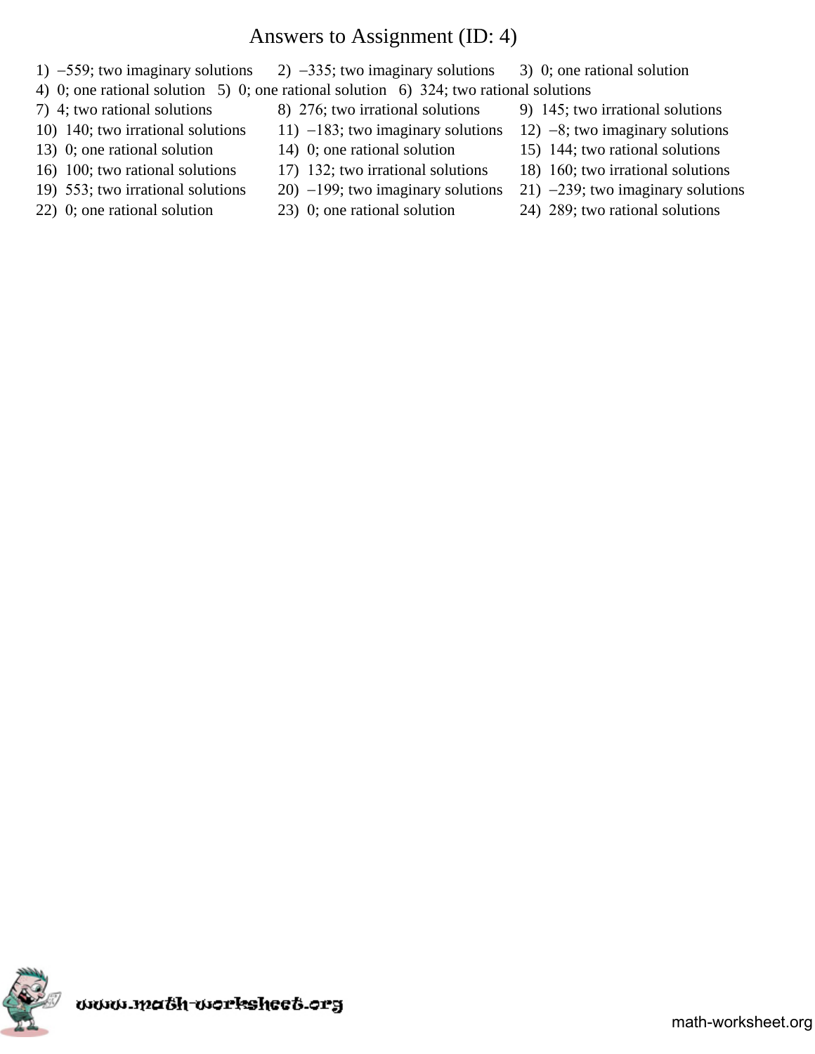# Answers to Assignment (ID: 4)

1) $-559$; two imaginary solutions 2) $-335$; two imaginary solutions 3) 0; one rational solution
4) 0; one rational solution 5) 0; one rational solution 6) 324; two rational solutions
7) 4; two rational solutions 8) 276; two irrational solutions 9) 145; two irrational solutions
10) 140; two irrational solutions 11) $-183$; two imaginary solutions 12) $-8$; two imaginary solutions
13) 0; one rational solution 14) 0; one rational solution 15) 144; two rational solutions
16) 100; two rational solutions 17) 132; two irrational solutions 18) 160; two irrational solutions
19) 553; two irrational solutions 20) $-199$; two imaginary solutions 21) $-239$; two imaginary solutions
22) 0; one rational solution 23) 0; one rational solution 24) 289; two rational solutions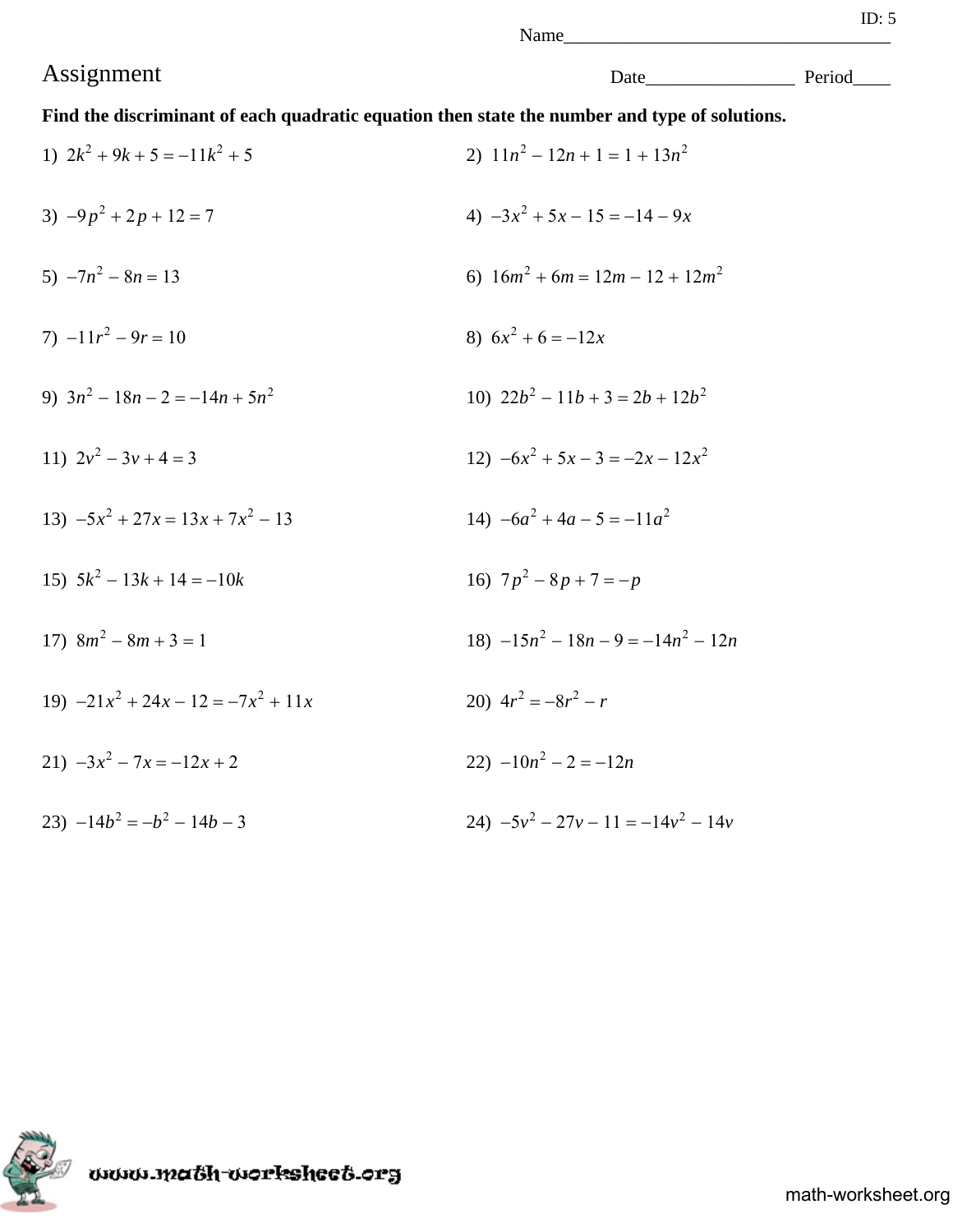ID: 5

Name___________________________________

# Assignment

Date________________ Period____

**Find the discriminant of each quadratic equation then state the number and type of solutions.**

1) $2k^2 + 9k + 5 = -11k^2 + 5$

2) $11n^2 - 12n + 1 = 1 + 13n^2$

3) $-9p^2 + 2p + 12 = 7$

4) $-3x^2 + 5x - 15 = -14 - 9x$

5) $-7n^2 - 8n = 13$

6) $16m^2 + 6m = 12m - 12 + 12m^2$

7) $-11r^2 - 9r = 10$

8) $6x^2 + 6 = -12x$

9) $3n^2 - 18n - 2 = -14n + 5n^2$

10) $22b^2 - 11b + 3 = 2b + 12b^2$

11) $2v^2 - 3v + 4 = 3$

12) $-6x^2 + 5x - 3 = -2x - 12x^2$

13) $-5x^2 + 27x = 13x + 7x^2 - 13$

14) $-6a^2 + 4a - 5 = -11a^2$

15) $5k^2 - 13k + 14 = -10k$

16) $7p^2 - 8p + 7 = -p$

17) $8m^2 - 8m + 3 = 1$

18) $-15n^2 - 18n - 9 = -14n^2 - 12n$

19) $-21x^2 + 24x - 12 = -7x^2 + 11x$

20) $4r^2 = -8r^2 - r$

21) $-3x^2 - 7x = -12x + 2$

22) $-10n^2 - 2 = -12n$

23) $-14b^2 = -b^2 - 14b - 3$

24) $-5v^2 - 27v - 11 = -14v^2 - 14v$

www.math-worksheet.org

math-worksheet.org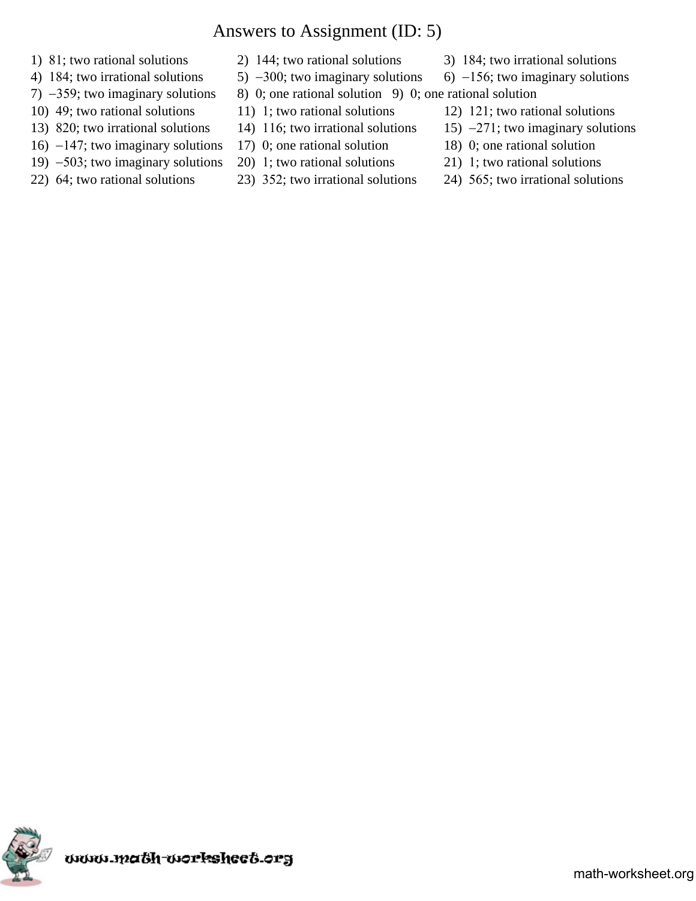# Answers to Assignment (ID: 5)

1) 81; two rational solutions
2) 144; two rational solutions
3) 184; two irrational solutions
4) 184; two irrational solutions
5) $-300$; two imaginary solutions
6) $-156$; two imaginary solutions
7) $-359$; two imaginary solutions
8) 0; one rational solution
9) 0; one rational solution
10) 49; two rational solutions
11) 1; two rational solutions
12) 121; two rational solutions
13) 820; two irrational solutions
14) 116; two irrational solutions
15) $-271$; two imaginary solutions
16) $-147$; two imaginary solutions
17) 0; one rational solution
18) 0; one rational solution
19) $-503$; two imaginary solutions
20) 1; two rational solutions
21) 1; two rational solutions
22) 64; two rational solutions
23) 352; two irrational solutions
24) 565; two irrational solutions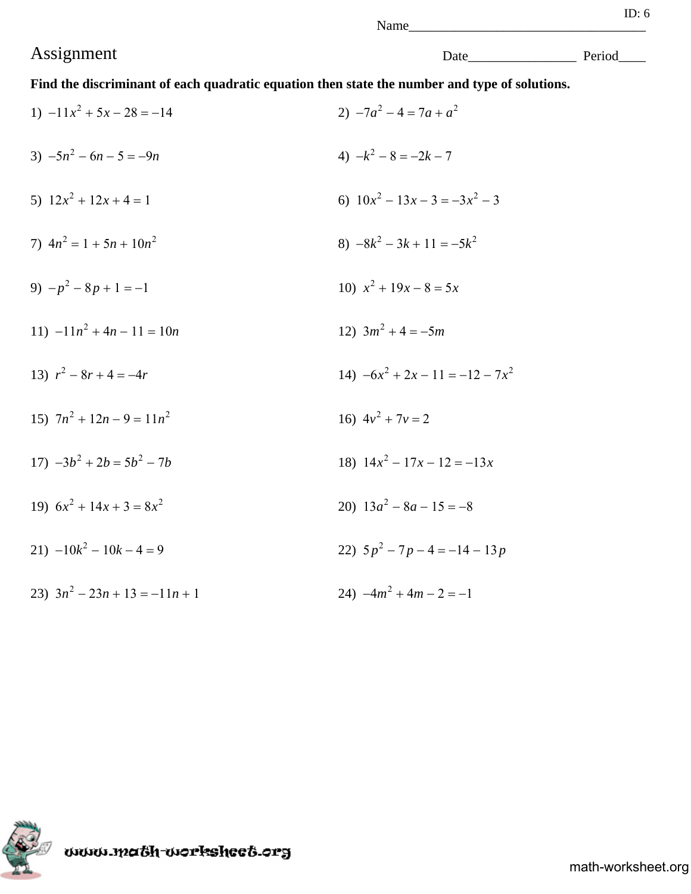ID: 6

Name___________________________________

# Assignment

Date________________ Period____

**Find the discriminant of each quadratic equation then state the number and type of solutions.**

1) $-11x^2 + 5x - 28 = -14$

2) $-7a^2 - 4 = 7a + a^2$

3) $-5n^2 - 6n - 5 = -9n$

4) $-k^2 - 8 = -2k - 7$

5) $12x^2 + 12x + 4 = 1$

6) $10x^2 - 13x - 3 = -3x^2 - 3$

7) $4n^2 = 1 + 5n + 10n^2$

8) $-8k^2 - 3k + 11 = -5k^2$

9) $-p^2 - 8p + 1 = -1$

10) $x^2 + 19x - 8 = 5x$

11) $-11n^2 + 4n - 11 = 10n$

12) $3m^2 + 4 = -5m$

13) $r^2 - 8r + 4 = -4r$

14) $-6x^2 + 2x - 11 = -12 - 7x^2$

15) $7n^2 + 12n - 9 = 11n^2$

16) $4v^2 + 7v = 2$

17) $-3b^2 + 2b = 5b^2 - 7b$

18) $14x^2 - 17x - 12 = -13x$

19) $6x^2 + 14x + 3 = 8x^2$

20) $13a^2 - 8a - 15 = -8$

21) $-10k^2 - 10k - 4 = 9$

22) $5p^2 - 7p - 4 = -14 - 13p$

23) $3n^2 - 23n + 13 = -11n + 1$

24) $-4m^2 + 4m - 2 = -1$

www.math-worksheet.org

math-worksheet.org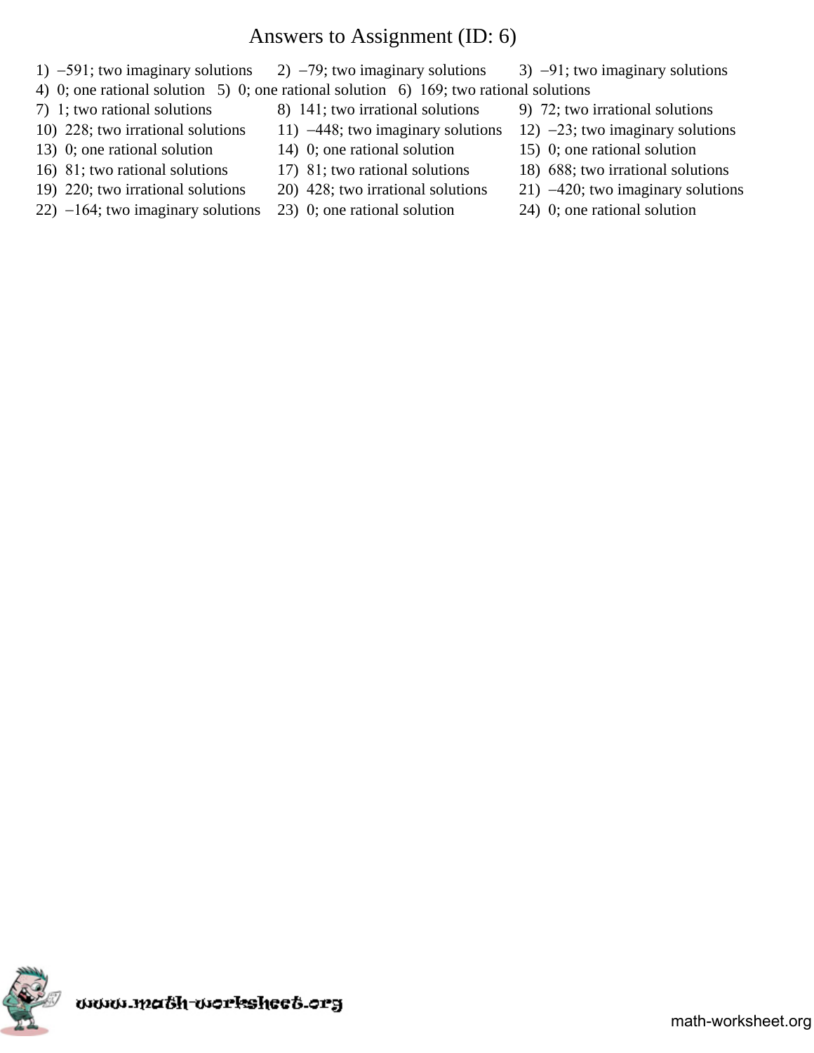# Answers to Assignment (ID: 6)

1) $-591$; two imaginary solutions
2) $-79$; two imaginary solutions
3) $-91$; two imaginary solutions
4) 0; one rational solution
5) 0; one rational solution
6) 169; two rational solutions
7) 1; two rational solutions
8) 141; two irrational solutions
9) 72; two irrational solutions
10) 228; two irrational solutions
11) $-448$; two imaginary solutions
12) $-23$; two imaginary solutions
13) 0; one rational solution
14) 0; one rational solution
15) 0; one rational solution
16) 81; two rational solutions
17) 81; two rational solutions
18) 688; two irrational solutions
19) 220; two irrational solutions
20) 428; two irrational solutions
21) $-420$; two imaginary solutions
22) $-164$; two imaginary solutions
23) 0; one rational solution
24) 0; one rational solution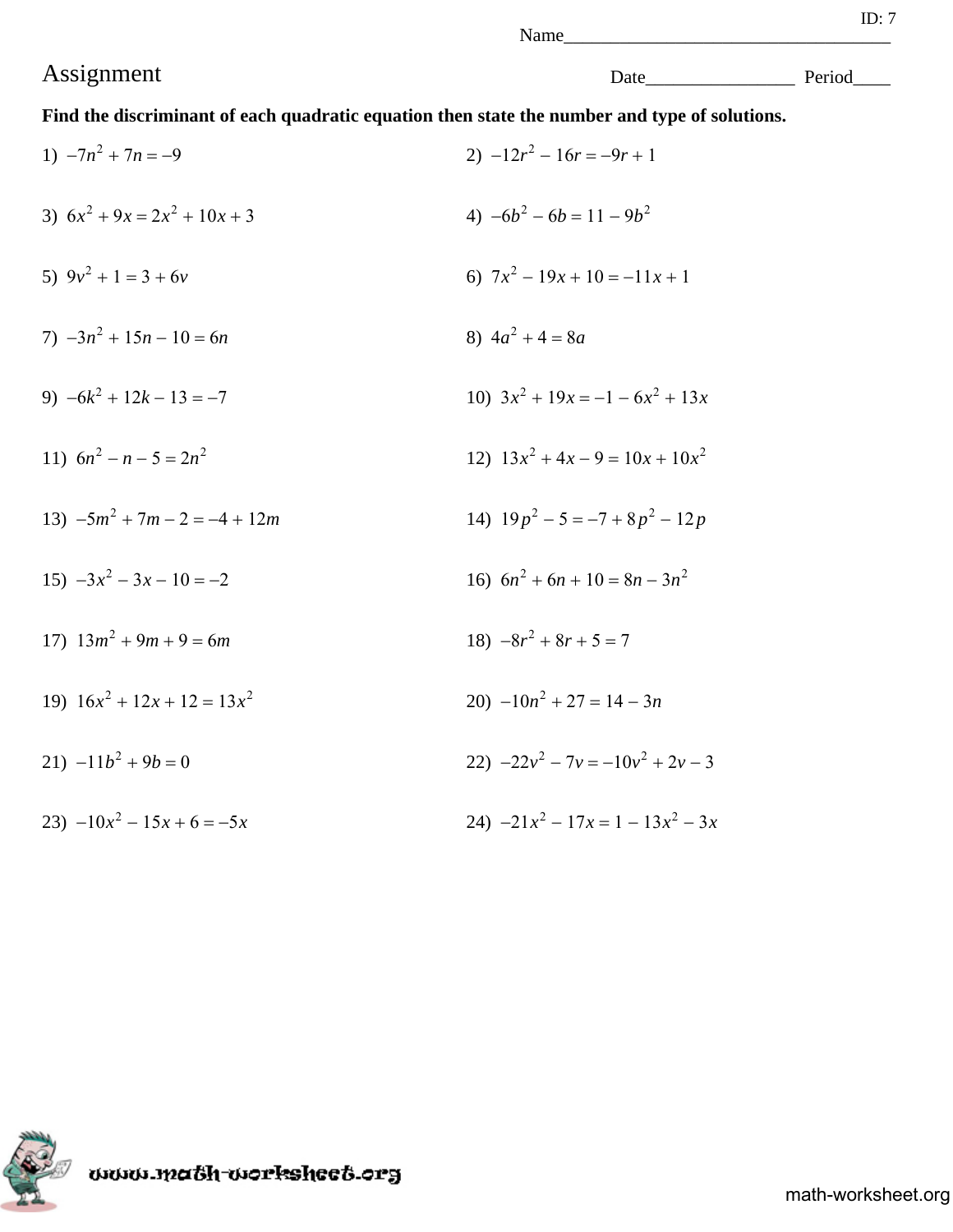ID: 7

Name___________________________________

# Assignment

Date________________ Period____

**Find the discriminant of each quadratic equation then state the number and type of solutions.**

1) $-7n^2 + 7n = -9$

2) $-12r^2 - 16r = -9r + 1$

3) $6x^2 + 9x = 2x^2 + 10x + 3$

4) $-6b^2 - 6b = 11 - 9b^2$

5) $9v^2 + 1 = 3 + 6v$

6) $7x^2 - 19x + 10 = -11x + 1$

7) $-3n^2 + 15n - 10 = 6n$

8) $4a^2 + 4 = 8a$

9) $-6k^2 + 12k - 13 = -7$

10) $3x^2 + 19x = -1 - 6x^2 + 13x$

11) $6n^2 - n - 5 = 2n^2$

12) $13x^2 + 4x - 9 = 10x + 10x^2$

13) $-5m^2 + 7m - 2 = -4 + 12m$

14) $19p^2 - 5 = -7 + 8p^2 - 12p$

15) $-3x^2 - 3x - 10 = -2$

16) $6n^2 + 6n + 10 = 8n - 3n^2$

17) $13m^2 + 9m + 9 = 6m$

18) $-8r^2 + 8r + 5 = 7$

19) $16x^2 + 12x + 12 = 13x^2$

20) $-10n^2 + 27 = 14 - 3n$

21) $-11b^2 + 9b = 0$

22) $-22v^2 - 7v = -10v^2 + 2v - 3$

23) $-10x^2 - 15x + 6 = -5x$

24) $-21x^2 - 17x = 1 - 13x^2 - 3x$

www.math-worksheet.org

math-worksheet.org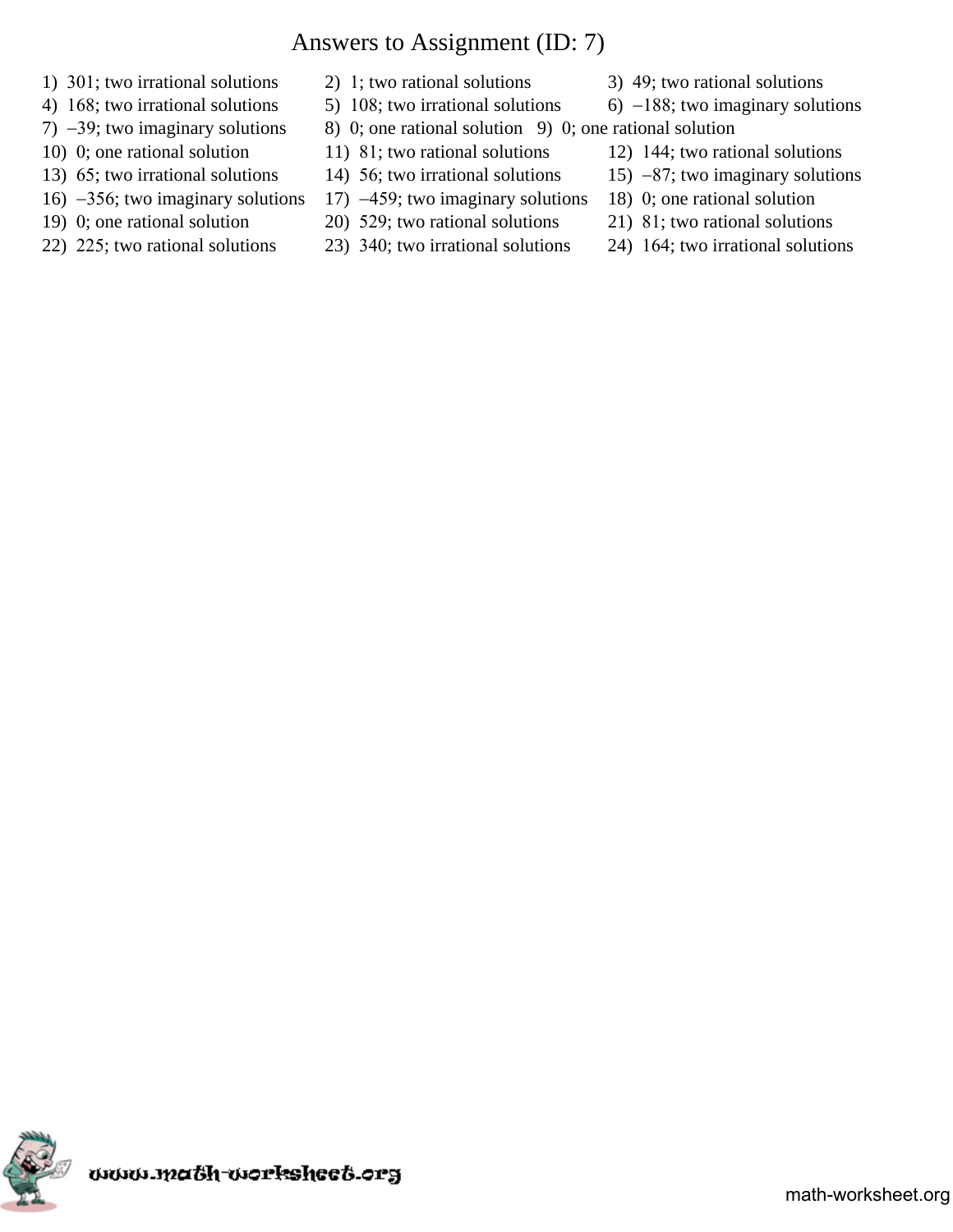# Answers to Assignment (ID: 7)

1) 301; two irrational solutions
2) 1; two rational solutions
3) 49; two rational solutions
4) 168; two irrational solutions
5) 108; two irrational solutions
6) $-188$; two imaginary solutions
7) $-39$; two imaginary solutions
8) 0; one rational solution
9) 0; one rational solution
10) 0; one rational solution
11) 81; two rational solutions
12) 144; two rational solutions
13) 65; two irrational solutions
14) 56; two irrational solutions
15) $-87$; two imaginary solutions
16) $-356$; two imaginary solutions
17) $-459$; two imaginary solutions
18) 0; one rational solution
19) 0; one rational solution
20) 529; two rational solutions
21) 81; two rational solutions
22) 225; two rational solutions
23) 340; two irrational solutions
24) 164; two irrational solutions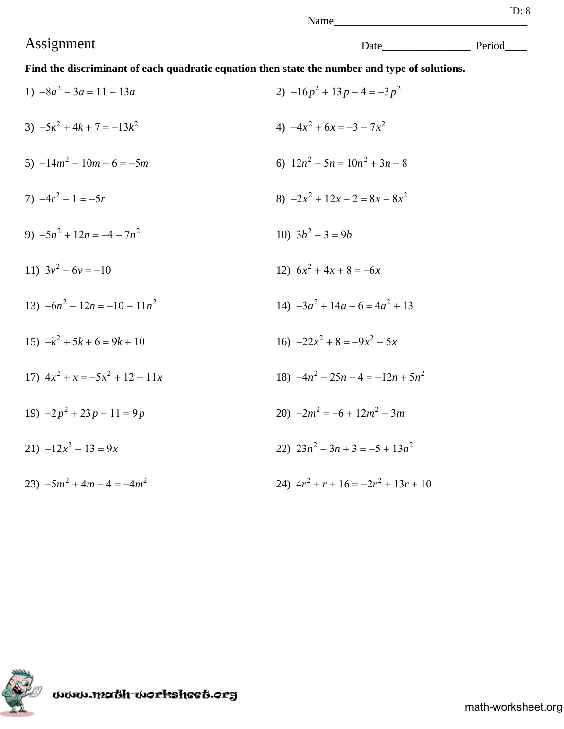ID: 8

Name___________________________________

# Assignment

Date________________ Period____

**Find the discriminant of each quadratic equation then state the number and type of solutions.**

1) $-8a^2 - 3a = 11 - 13a$

2) $-16p^2 + 13p - 4 = -3p^2$

3) $-5k^2 + 4k + 7 = -13k^2$

4) $-4x^2 + 6x = -3 - 7x^2$

5) $-14m^2 - 10m + 6 = -5m$

6) $12n^2 - 5n = 10n^2 + 3n - 8$

7) $-4r^2 - 1 = -5r$

8) $-2x^2 + 12x - 2 = 8x - 8x^2$

9) $-5n^2 + 12n = -4 - 7n^2$

10) $3b^2 - 3 = 9b$

11) $3v^2 - 6v = -10$

12) $6x^2 + 4x + 8 = -6x$

13) $-6n^2 - 12n = -10 - 11n^2$

14) $-3a^2 + 14a + 6 = 4a^2 + 13$

15) $-k^2 + 5k + 6 = 9k + 10$

16) $-22x^2 + 8 = -9x^2 - 5x$

17) $4x^2 + x = -5x^2 + 12 - 11x$

18) $-4n^2 - 25n - 4 = -12n + 5n^2$

19) $-2p^2 + 23p - 11 = 9p$

20) $-2m^2 = -6 + 12m^2 - 3m$

21) $-12x^2 - 13 = 9x$

22) $23n^2 - 3n + 3 = -5 + 13n^2$

23) $-5m^2 + 4m - 4 = -4m^2$

24) $4r^2 + r + 16 = -2r^2 + 13r + 10$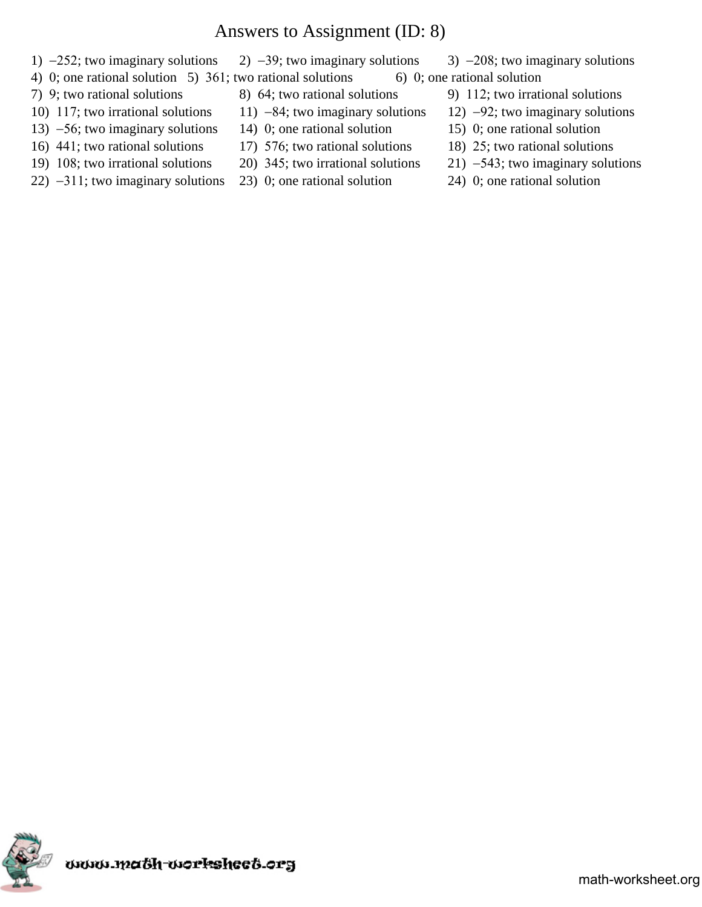# Answers to Assignment (ID: 8)

1) –252; two imaginary solutions
2) –39; two imaginary solutions
3) –208; two imaginary solutions
4) 0; one rational solution
5) 361; two rational solutions
6) 0; one rational solution
7) 9; two rational solutions
8) 64; two rational solutions
9) 112; two irrational solutions
10) 117; two irrational solutions
11) –84; two imaginary solutions
12) –92; two imaginary solutions
13) –56; two imaginary solutions
14) 0; one rational solution
15) 0; one rational solution
16) 441; two rational solutions
17) 576; two rational solutions
18) 25; two rational solutions
19) 108; two irrational solutions
20) 345; two irrational solutions
21) –543; two imaginary solutions
22) –311; two imaginary solutions
23) 0; one rational solution
24) 0; one rational solution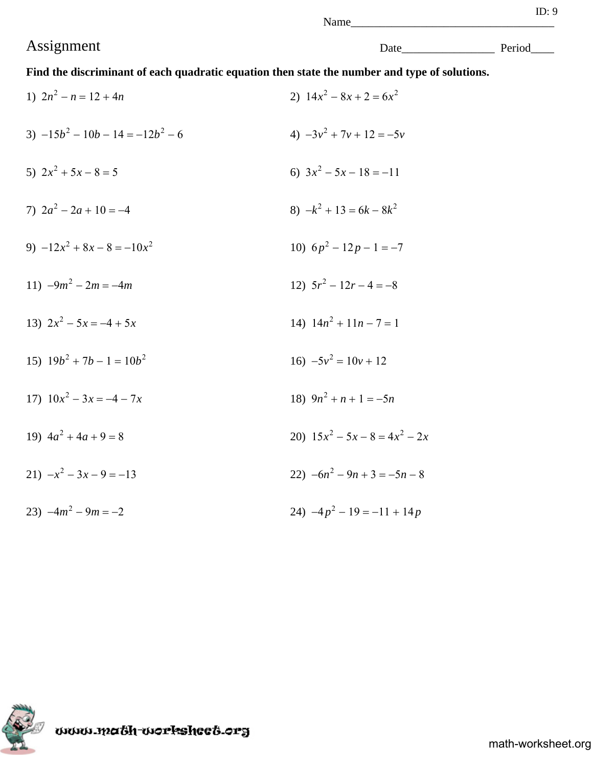ID: 9

Name___________________________________

# Assignment

Date________________ Period____

**Find the discriminant of each quadratic equation then state the number and type of solutions.**

1) $2n^2 - n = 12 + 4n$

2) $14x^2 - 8x + 2 = 6x^2$

3) $-15b^2 - 10b - 14 = -12b^2 - 6$

4) $-3v^2 + 7v + 12 = -5v$

5) $2x^2 + 5x - 8 = 5$

6) $3x^2 - 5x - 18 = -11$

7) $2a^2 - 2a + 10 = -4$

8) $-k^2 + 13 = 6k - 8k^2$

9) $-12x^2 + 8x - 8 = -10x^2$

10) $6p^2 - 12p - 1 = -7$

11) $-9m^2 - 2m = -4m$

12) $5r^2 - 12r - 4 = -8$

13) $2x^2 - 5x = -4 + 5x$

14) $14n^2 + 11n - 7 = 1$

15) $19b^2 + 7b - 1 = 10b^2$

16) $-5v^2 = 10v + 12$

17) $10x^2 - 3x = -4 - 7x$

18) $9n^2 + n + 1 = -5n$

19) $4a^2 + 4a + 9 = 8$

20) $15x^2 - 5x - 8 = 4x^2 - 2x$

21) $-x^2 - 3x - 9 = -13$

22) $-6n^2 - 9n + 3 = -5n - 8$

23) $-4m^2 - 9m = -2$

24) $-4p^2 - 19 = -11 + 14p$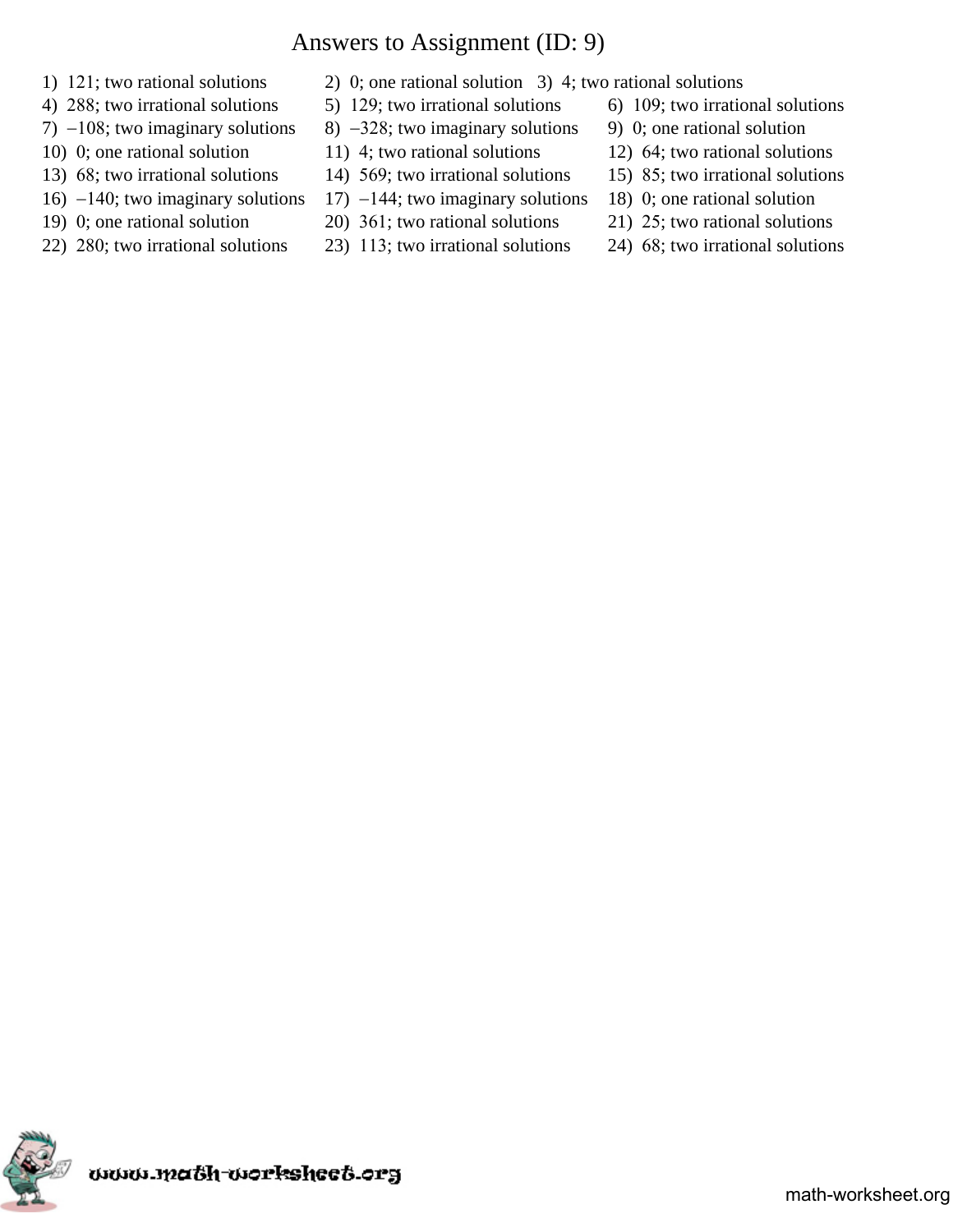# Answers to Assignment (ID: 9)

1) 121; two rational solutions
2) 0; one rational solution
3) 4; two rational solutions
4) 288; two irrational solutions
5) 129; two irrational solutions
6) 109; two irrational solutions
7) −108; two imaginary solutions
8) −328; two imaginary solutions
9) 0; one rational solution
10) 0; one rational solution
11) 4; two rational solutions
12) 64; two rational solutions
13) 68; two irrational solutions
14) 569; two irrational solutions
15) 85; two irrational solutions
16) −140; two imaginary solutions
17) −144; two imaginary solutions
18) 0; one rational solution
19) 0; one rational solution
20) 361; two rational solutions
21) 25; two rational solutions
22) 280; two irrational solutions
23) 113; two irrational solutions
24) 68; two irrational solutions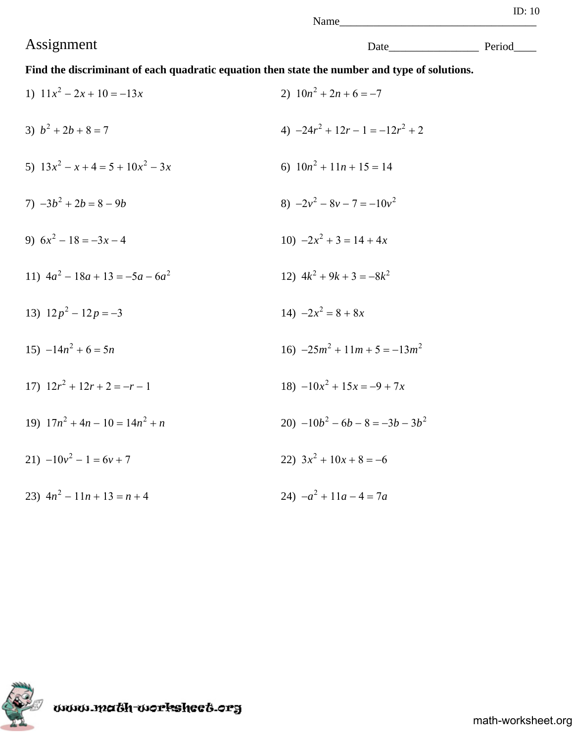ID: 10

Name___________________________________

# Assignment

Date________________ Period____

**Find the discriminant of each quadratic equation then state the number and type of solutions.**

1) $11x^2 - 2x + 10 = -13x$

2) $10n^2 + 2n + 6 = -7$

3) $b^2 + 2b + 8 = 7$

4) $-24r^2 + 12r - 1 = -12r^2 + 2$

5) $13x^2 - x + 4 = 5 + 10x^2 - 3x$

6) $10n^2 + 11n + 15 = 14$

7) $-3b^2 + 2b = 8 - 9b$

8) $-2v^2 - 8v - 7 = -10v^2$

9) $6x^2 - 18 = -3x - 4$

10) $-2x^2 + 3 = 14 + 4x$

11) $4a^2 - 18a + 13 = -5a - 6a^2$

12) $4k^2 + 9k + 3 = -8k^2$

13) $12p^2 - 12p = -3$

14) $-2x^2 = 8 + 8x$

15) $-14n^2 + 6 = 5n$

16) $-25m^2 + 11m + 5 = -13m^2$

17) $12r^2 + 12r + 2 = -r - 1$

18) $-10x^2 + 15x = -9 + 7x$

19) $17n^2 + 4n - 10 = 14n^2 + n$

20) $-10b^2 - 6b - 8 = -3b - 3b^2$

21) $-10v^2 - 1 = 6v + 7$

22) $3x^2 + 10x + 8 = -6$

23) $4n^2 - 11n + 13 = n + 4$

24) $-a^2 + 11a - 4 = 7a$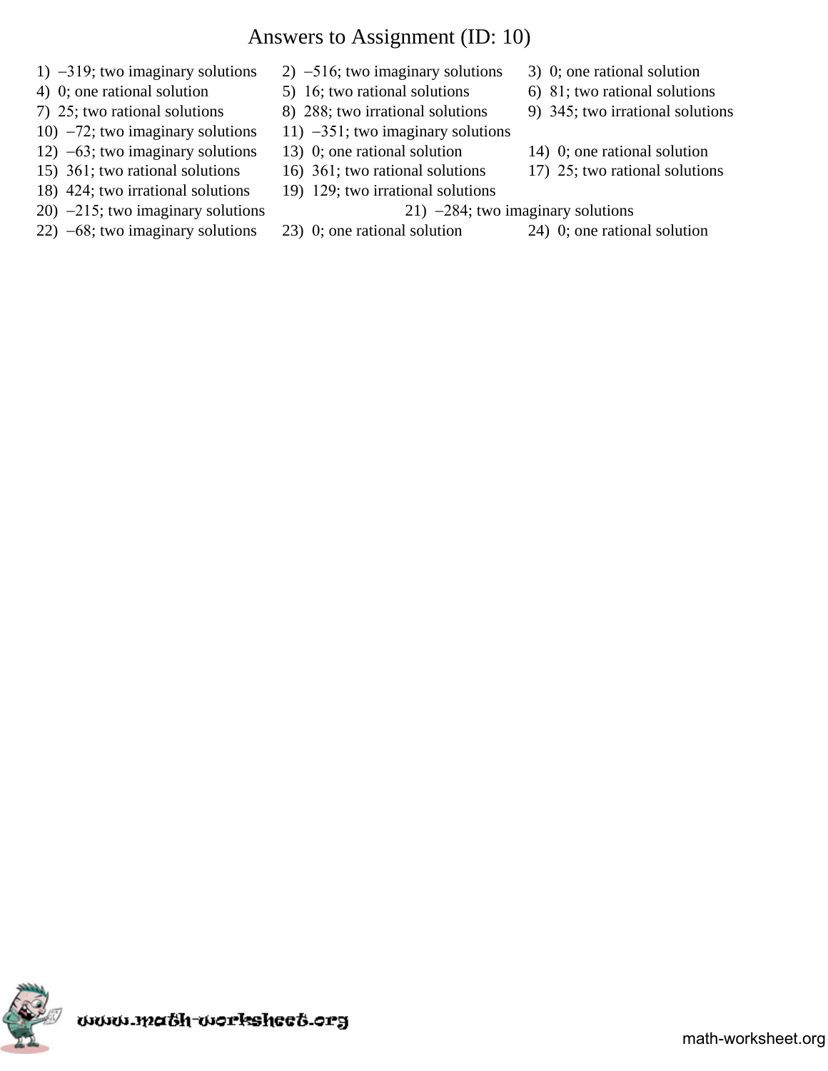# Answers to Assignment (ID: 10)

1) $-319$; two imaginary solutions
2) $-516$; two imaginary solutions
3) 0; one rational solution
4) 0; one rational solution
5) 16; two rational solutions
6) 81; two rational solutions
7) 25; two rational solutions
8) 288; two irrational solutions
9) 345; two irrational solutions
10) $-72$; two imaginary solutions
11) $-351$; two imaginary solutions
12) $-63$; two imaginary solutions
13) 0; one rational solution
14) 0; one rational solution
15) 361; two rational solutions
16) 361; two rational solutions
17) 25; two rational solutions
18) 424; two irrational solutions
19) 129; two irrational solutions
20) $-215$; two imaginary solutions
21) $-284$; two imaginary solutions
22) $-68$; two imaginary solutions
23) 0; one rational solution
24) 0; one rational solution